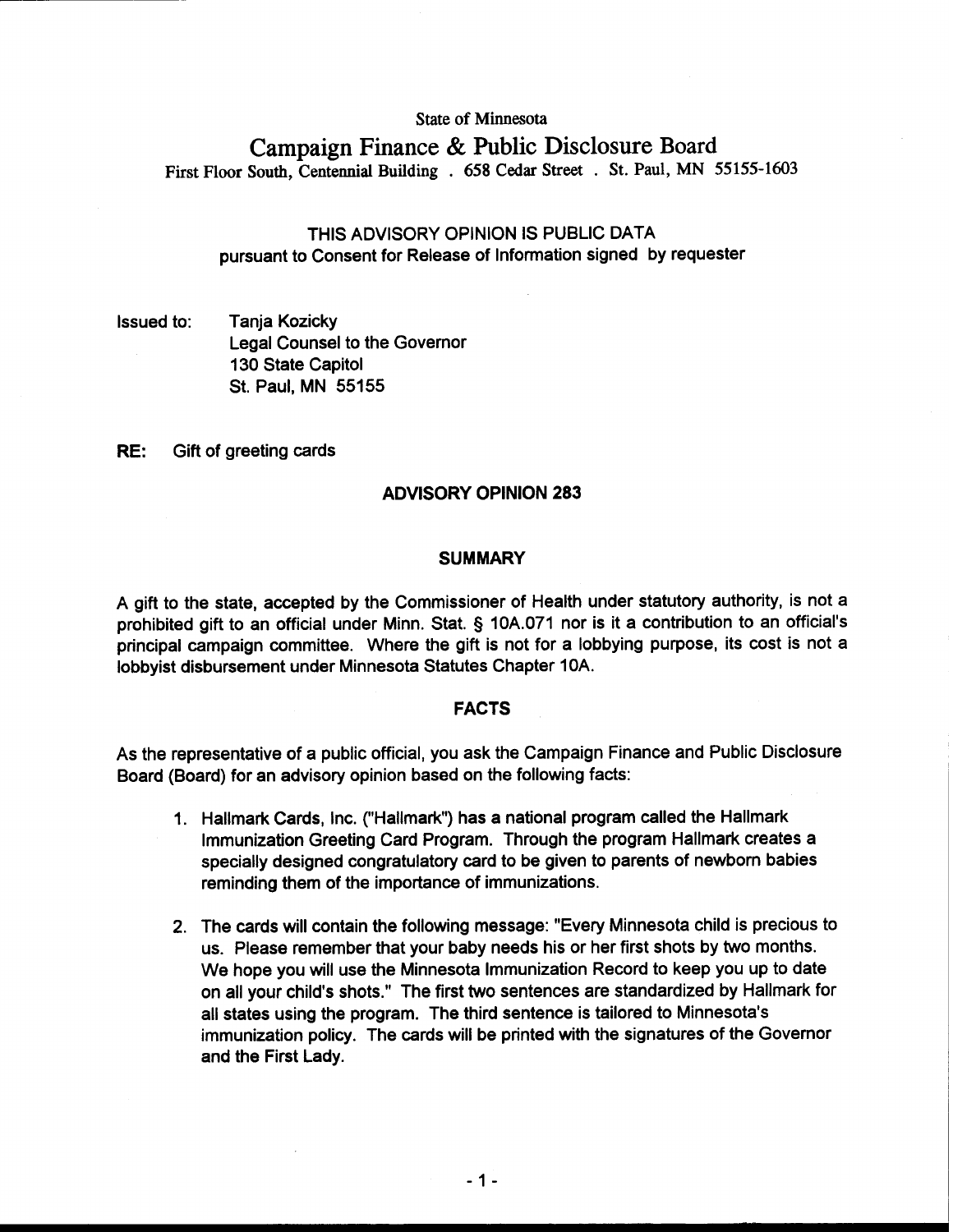State of Minnesota

# Campaign Finance & Public Disclosure Board

First Floor South, Centennial Building . 658 Cedar Street . St. Paul, MN 55155-1603

THIS ADVISORY OPINION IS PUBLIC DATA
pursuant to Consent for Release of Information signed by requester

Issued to: Tanja Kozicky
Legal Counsel to the Governor
130 State Capitol
St. Paul, MN 55155

**RE:** Gift of greeting cards

## ADVISORY OPINION 283

### SUMMARY

A gift to the state, accepted by the Commissioner of Health under statutory authority, is not a prohibited gift to an official under Minn. Stat. § 10A.071 nor is it a contribution to an official's principal campaign committee. Where the gift is not for a lobbying purpose, its cost is not a lobbyist disbursement under Minnesota Statutes Chapter 10A.

### FACTS

As the representative of a public official, you ask the Campaign Finance and Public Disclosure Board (Board) for an advisory opinion based on the following facts:

1. Hallmark Cards, Inc. ("Hallmark") has a national program called the Hallmark Immunization Greeting Card Program. Through the program Hallmark creates a specially designed congratulatory card to be given to parents of newborn babies reminding them of the importance of immunizations.

2. The cards will contain the following message: "Every Minnesota child is precious to us. Please remember that your baby needs his or her first shots by two months. We hope you will use the Minnesota Immunization Record to keep you up to date on all your child's shots." The first two sentences are standardized by Hallmark for all states using the program. The third sentence is tailored to Minnesota's immunization policy. The cards will be printed with the signatures of the Governor and the First Lady.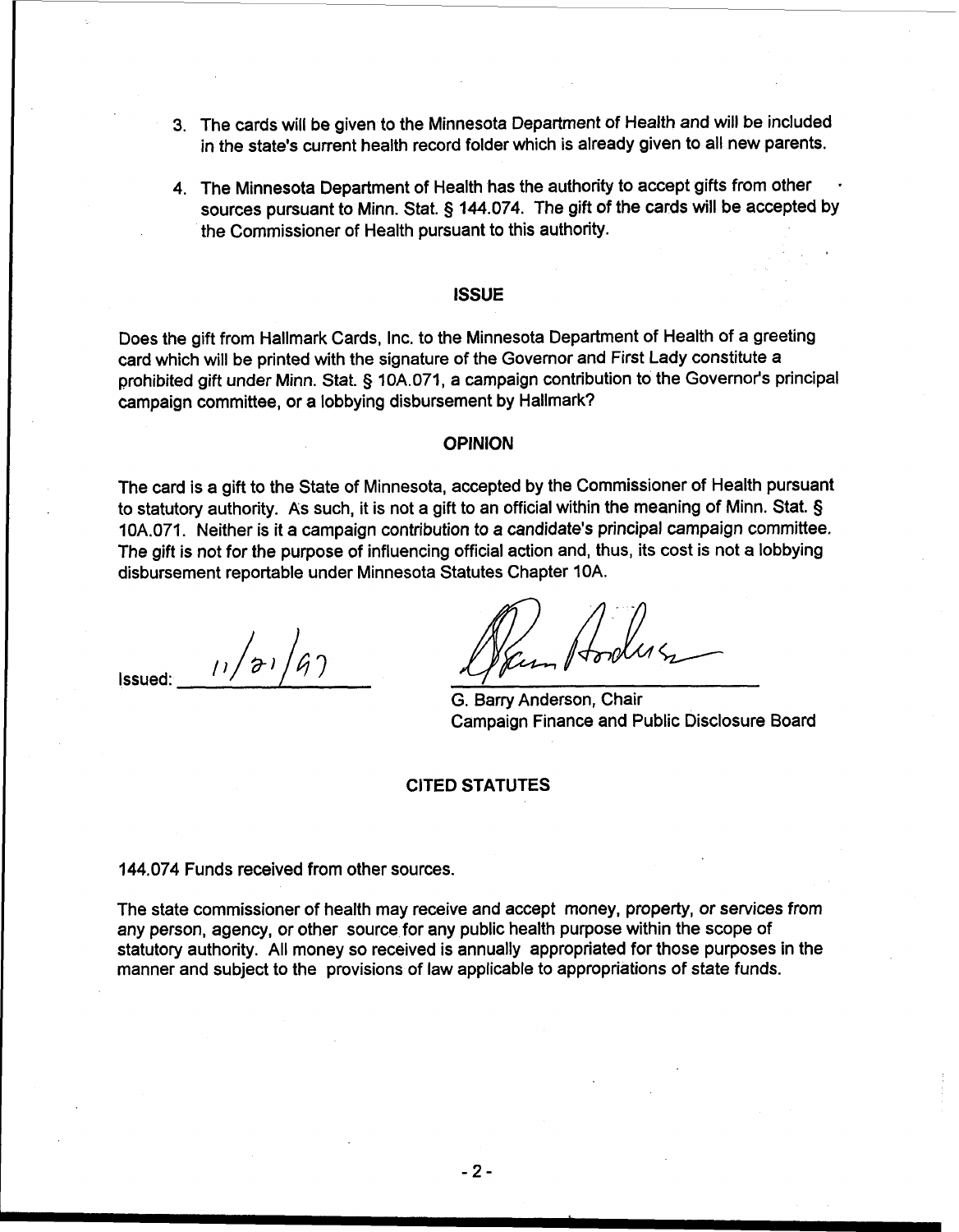3. The cards will be given to the Minnesota Department of Health and will be included in the state's current health record folder which is already given to all new parents.

4. The Minnesota Department of Health has the authority to accept gifts from other sources pursuant to Minn. Stat. § 144.074. The gift of the cards will be accepted by the Commissioner of Health pursuant to this authority.

## ISSUE

Does the gift from Hallmark Cards, Inc. to the Minnesota Department of Health of a greeting card which will be printed with the signature of the Governor and First Lady constitute a prohibited gift under Minn. Stat. § 10A.071, a campaign contribution to the Governor's principal campaign committee, or a lobbying disbursement by Hallmark?

## OPINION

The card is a gift to the State of Minnesota, accepted by the Commissioner of Health pursuant to statutory authority. As such, it is not a gift to an official within the meaning of Minn. Stat. § 10A.071. Neither is it a campaign contribution to a candidate's principal campaign committee. The gift is not for the purpose of influencing official action and, thus, its cost is not a lobbying disbursement reportable under Minnesota Statutes Chapter 10A.

Issued: 11/21/97

G. Barry Anderson, Chair
Campaign Finance and Public Disclosure Board

## CITED STATUTES

144.074 Funds received from other sources.

The state commissioner of health may receive and accept money, property, or services from any person, agency, or other source for any public health purpose within the scope of statutory authority. All money so received is annually appropriated for those purposes in the manner and subject to the provisions of law applicable to appropriations of state funds.